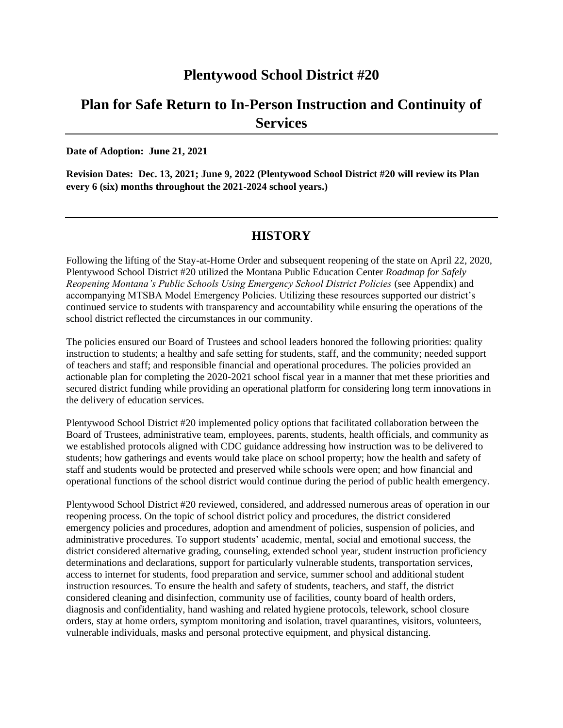# Plentywood School District #20

# Plan for Safe Return to In-Person Instruction and Continuity of Services

**Date of Adoption: June 21, 2021**

**Revision Dates: Dec. 13, 2021; June 9, 2022 (Plentywood School District #20 will review its Plan every 6 (six) months throughout the 2021-2024 school years.)**

---

## HISTORY

Following the lifting of the Stay-at-Home Order and subsequent reopening of the state on April 22, 2020, Plentywood School District #20 utilized the Montana Public Education Center *Roadmap for Safely Reopening Montana's Public Schools Using Emergency School District Policies* (see Appendix) and accompanying MTSBA Model Emergency Policies. Utilizing these resources supported our district's continued service to students with transparency and accountability while ensuring the operations of the school district reflected the circumstances in our community.

The policies ensured our Board of Trustees and school leaders honored the following priorities: quality instruction to students; a healthy and safe setting for students, staff, and the community; needed support of teachers and staff; and responsible financial and operational procedures. The policies provided an actionable plan for completing the 2020-2021 school fiscal year in a manner that met these priorities and secured district funding while providing an operational platform for considering long term innovations in the delivery of education services.

Plentywood School District #20 implemented policy options that facilitated collaboration between the Board of Trustees, administrative team, employees, parents, students, health officials, and community as we established protocols aligned with CDC guidance addressing how instruction was to be delivered to students; how gatherings and events would take place on school property; how the health and safety of staff and students would be protected and preserved while schools were open; and how financial and operational functions of the school district would continue during the period of public health emergency.

Plentywood School District #20 reviewed, considered, and addressed numerous areas of operation in our reopening process. On the topic of school district policy and procedures, the district considered emergency policies and procedures, adoption and amendment of policies, suspension of policies, and administrative procedures. To support students' academic, mental, social and emotional success, the district considered alternative grading, counseling, extended school year, student instruction proficiency determinations and declarations, support for particularly vulnerable students, transportation services, access to internet for students, food preparation and service, summer school and additional student instruction resources. To ensure the health and safety of students, teachers, and staff, the district considered cleaning and disinfection, community use of facilities, county board of health orders, diagnosis and confidentiality, hand washing and related hygiene protocols, telework, school closure orders, stay at home orders, symptom monitoring and isolation, travel quarantines, visitors, volunteers, vulnerable individuals, masks and personal protective equipment, and physical distancing.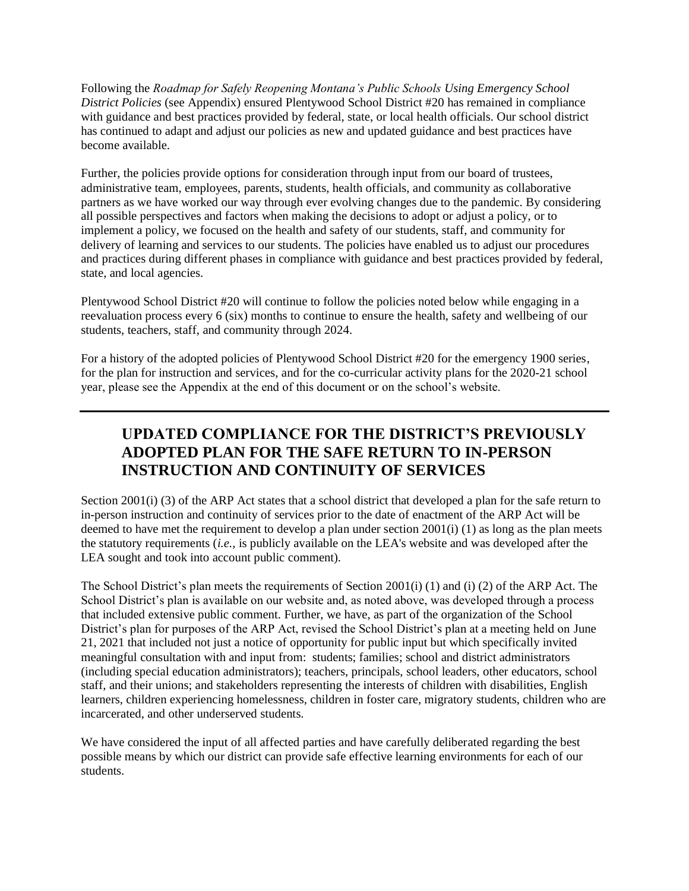Following the *Roadmap for Safely Reopening Montana's Public Schools Using Emergency School District Policies* (see Appendix) ensured Plentywood School District #20 has remained in compliance with guidance and best practices provided by federal, state, or local health officials. Our school district has continued to adapt and adjust our policies as new and updated guidance and best practices have become available.

Further, the policies provide options for consideration through input from our board of trustees, administrative team, employees, parents, students, health officials, and community as collaborative partners as we have worked our way through ever evolving changes due to the pandemic. By considering all possible perspectives and factors when making the decisions to adopt or adjust a policy, or to implement a policy, we focused on the health and safety of our students, staff, and community for delivery of learning and services to our students. The policies have enabled us to adjust our procedures and practices during different phases in compliance with guidance and best practices provided by federal, state, and local agencies.

Plentywood School District #20 will continue to follow the policies noted below while engaging in a reevaluation process every 6 (six) months to continue to ensure the health, safety and wellbeing of our students, teachers, staff, and community through 2024.

For a history of the adopted policies of Plentywood School District #20 for the emergency 1900 series, for the plan for instruction and services, and for the co-curricular activity plans for the 2020-21 school year, please see the Appendix at the end of this document or on the school's website.

---

## UPDATED COMPLIANCE FOR THE DISTRICT'S PREVIOUSLY ADOPTED PLAN FOR THE SAFE RETURN TO IN-PERSON INSTRUCTION AND CONTINUITY OF SERVICES

Section 2001(i) (3) of the ARP Act states that a school district that developed a plan for the safe return to in-person instruction and continuity of services prior to the date of enactment of the ARP Act will be deemed to have met the requirement to develop a plan under section 2001(i) (1) as long as the plan meets the statutory requirements (*i.e.*, is publicly available on the LEA's website and was developed after the LEA sought and took into account public comment).

The School District's plan meets the requirements of Section 2001(i) (1) and (i) (2) of the ARP Act. The School District's plan is available on our website and, as noted above, was developed through a process that included extensive public comment. Further, we have, as part of the organization of the School District's plan for purposes of the ARP Act, revised the School District's plan at a meeting held on June 21, 2021 that included not just a notice of opportunity for public input but which specifically invited meaningful consultation with and input from: students; families; school and district administrators (including special education administrators); teachers, principals, school leaders, other educators, school staff, and their unions; and stakeholders representing the interests of children with disabilities, English learners, children experiencing homelessness, children in foster care, migratory students, children who are incarcerated, and other underserved students.

We have considered the input of all affected parties and have carefully deliberated regarding the best possible means by which our district can provide safe effective learning environments for each of our students.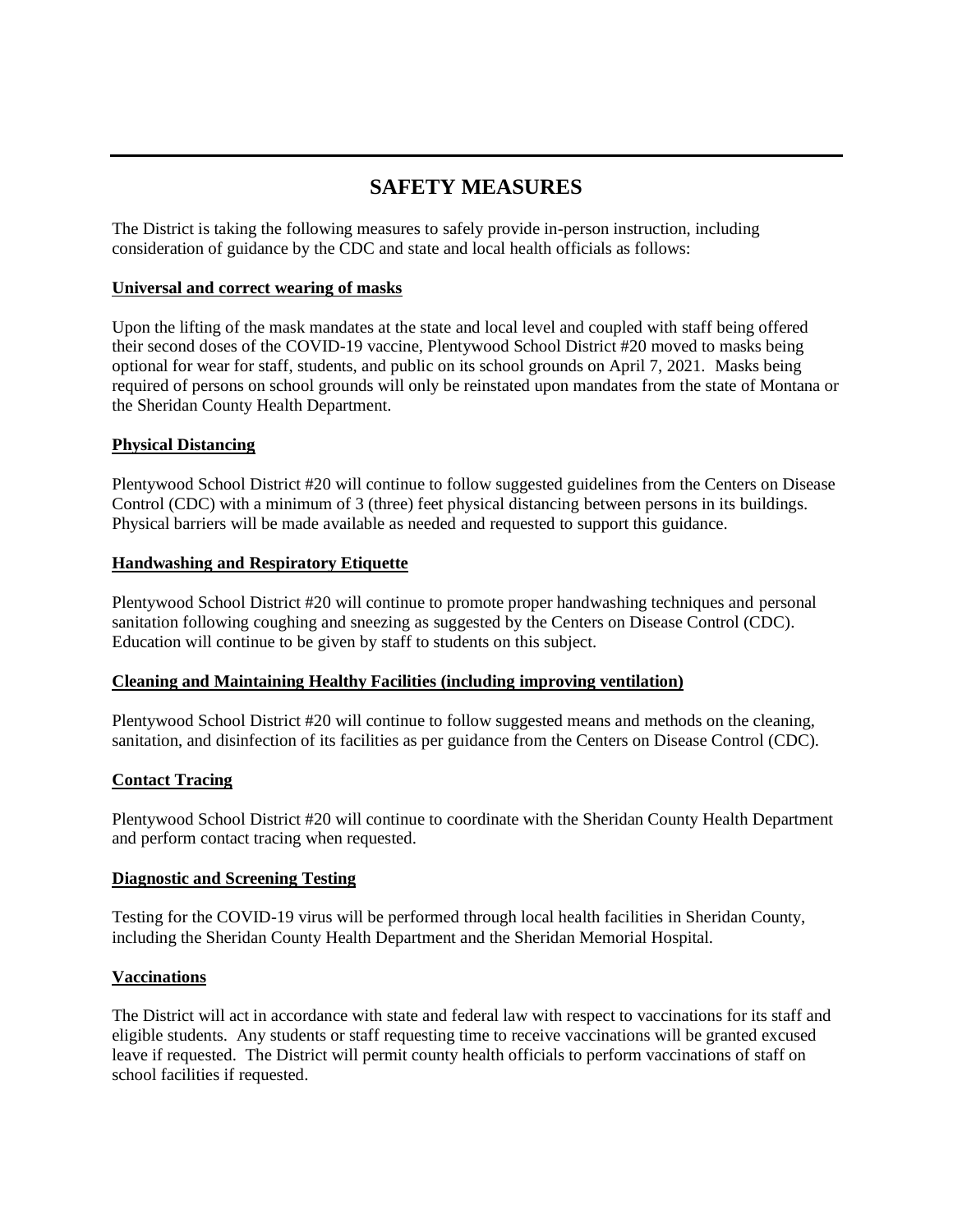---

# SAFETY MEASURES

The District is taking the following measures to safely provide in-person instruction, including consideration of guidance by the CDC and state and local health officials as follows:

**Universal and correct wearing of masks**

Upon the lifting of the mask mandates at the state and local level and coupled with staff being offered their second doses of the COVID-19 vaccine, Plentywood School District #20 moved to masks being optional for wear for staff, students, and public on its school grounds on April 7, 2021. Masks being required of persons on school grounds will only be reinstated upon mandates from the state of Montana or the Sheridan County Health Department.

**Physical Distancing**

Plentywood School District #20 will continue to follow suggested guidelines from the Centers on Disease Control (CDC) with a minimum of 3 (three) feet physical distancing between persons in its buildings. Physical barriers will be made available as needed and requested to support this guidance.

**Handwashing and Respiratory Etiquette**

Plentywood School District #20 will continue to promote proper handwashing techniques and personal sanitation following coughing and sneezing as suggested by the Centers on Disease Control (CDC). Education will continue to be given by staff to students on this subject.

**Cleaning and Maintaining Healthy Facilities (including improving ventilation)**

Plentywood School District #20 will continue to follow suggested means and methods on the cleaning, sanitation, and disinfection of its facilities as per guidance from the Centers on Disease Control (CDC).

**Contact Tracing**

Plentywood School District #20 will continue to coordinate with the Sheridan County Health Department and perform contact tracing when requested.

**Diagnostic and Screening Testing**

Testing for the COVID-19 virus will be performed through local health facilities in Sheridan County, including the Sheridan County Health Department and the Sheridan Memorial Hospital.

**Vaccinations**

The District will act in accordance with state and federal law with respect to vaccinations for its staff and eligible students. Any students or staff requesting time to receive vaccinations will be granted excused leave if requested. The District will permit county health officials to perform vaccinations of staff on school facilities if requested.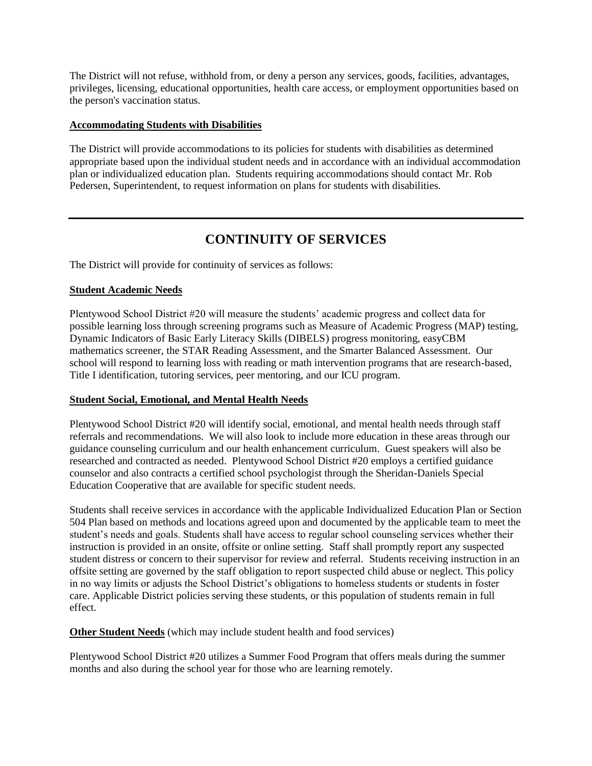The District will not refuse, withhold from, or deny a person any services, goods, facilities, advantages, privileges, licensing, educational opportunities, health care access, or employment opportunities based on the person's vaccination status.

**Accommodating Students with Disabilities**

The District will provide accommodations to its policies for students with disabilities as determined appropriate based upon the individual student needs and in accordance with an individual accommodation plan or individualized education plan. Students requiring accommodations should contact Mr. Rob Pedersen, Superintendent, to request information on plans for students with disabilities.

---

## CONTINUITY OF SERVICES

The District will provide for continuity of services as follows:

**Student Academic Needs**

Plentywood School District #20 will measure the students' academic progress and collect data for possible learning loss through screening programs such as Measure of Academic Progress (MAP) testing, Dynamic Indicators of Basic Early Literacy Skills (DIBELS) progress monitoring, easyCBM mathematics screener, the STAR Reading Assessment, and the Smarter Balanced Assessment. Our school will respond to learning loss with reading or math intervention programs that are research-based, Title I identification, tutoring services, peer mentoring, and our ICU program.

**Student Social, Emotional, and Mental Health Needs**

Plentywood School District #20 will identify social, emotional, and mental health needs through staff referrals and recommendations. We will also look to include more education in these areas through our guidance counseling curriculum and our health enhancement curriculum. Guest speakers will also be researched and contracted as needed. Plentywood School District #20 employs a certified guidance counselor and also contracts a certified school psychologist through the Sheridan-Daniels Special Education Cooperative that are available for specific student needs.

Students shall receive services in accordance with the applicable Individualized Education Plan or Section 504 Plan based on methods and locations agreed upon and documented by the applicable team to meet the student's needs and goals. Students shall have access to regular school counseling services whether their instruction is provided in an onsite, offsite or online setting. Staff shall promptly report any suspected student distress or concern to their supervisor for review and referral. Students receiving instruction in an offsite setting are governed by the staff obligation to report suspected child abuse or neglect. This policy in no way limits or adjusts the School District's obligations to homeless students or students in foster care. Applicable District policies serving these students, or this population of students remain in full effect.

**Other Student Needs** (which may include student health and food services)

Plentywood School District #20 utilizes a Summer Food Program that offers meals during the summer months and also during the school year for those who are learning remotely.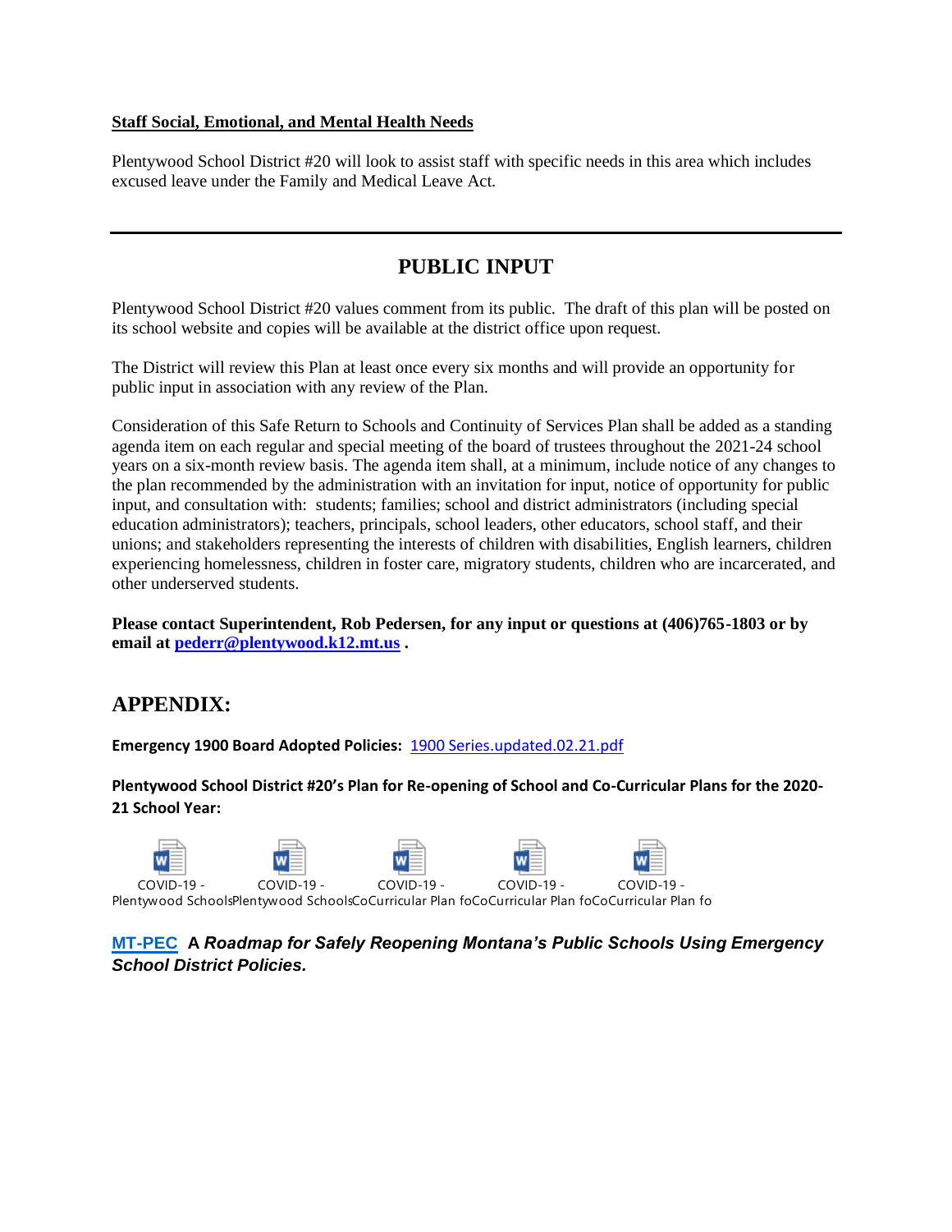**Staff Social, Emotional, and Mental Health Needs**

Plentywood School District #20 will look to assist staff with specific needs in this area which includes excused leave under the Family and Medical Leave Act.

---

## PUBLIC INPUT

Plentywood School District #20 values comment from its public. The draft of this plan will be posted on its school website and copies will be available at the district office upon request.

The District will review this Plan at least once every six months and will provide an opportunity for public input in association with any review of the Plan.

Consideration of this Safe Return to Schools and Continuity of Services Plan shall be added as a standing agenda item on each regular and special meeting of the board of trustees throughout the 2021-24 school years on a six-month review basis. The agenda item shall, at a minimum, include notice of any changes to the plan recommended by the administration with an invitation for input, notice of opportunity for public input, and consultation with: students; families; school and district administrators (including special education administrators); teachers, principals, school leaders, other educators, school staff, and their unions; and stakeholders representing the interests of children with disabilities, English learners, children experiencing homelessness, children in foster care, migratory students, children who are incarcerated, and other underserved students.

**Please contact Superintendent, Rob Pedersen, for any input or questions at (406)765-1803 or by email at pederr@plentywood.k12.mt.us .**

## APPENDIX:

**Emergency 1900 Board Adopted Policies:** 1900 Series.updated.02.21.pdf

**Plentywood School District #20's Plan for Re-opening of School and Co-Curricular Plans for the 2020-21 School Year:**

COVID-19 - Plentywood Schools COVID-19 - Plentywood Schools COVID-19 - CoCurricular Plan fo COVID-19 - CoCurricular Plan fo COVID-19 - CoCurricular Plan fo

**MT-PEC** ***A Roadmap for Safely Reopening Montana's Public Schools Using Emergency School District Policies.***